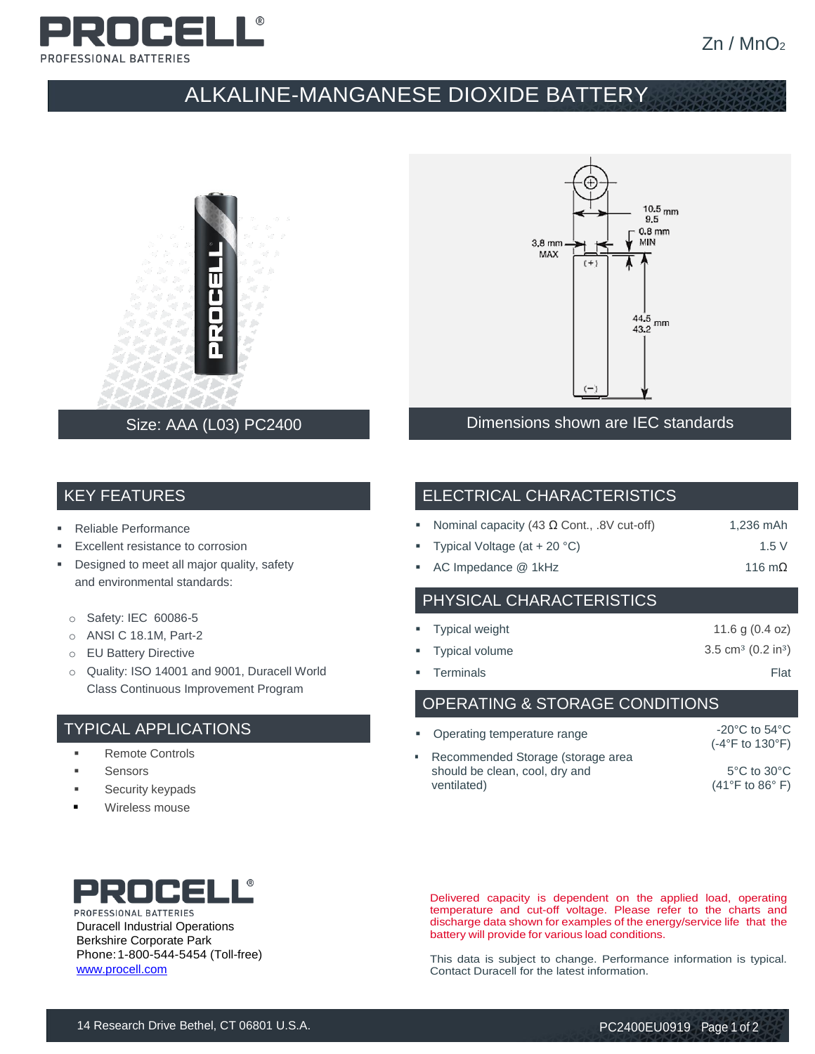# PROCELL®

PROFESSIONAL BATTERIES

$Zn / MnO_2$

## ALKALINE-MANGANESE DIOXIDE BATTERY

Size: AAA (L03) PC2400

10.5 mm / 9.5
0.8 mm MIN
3.8 mm MAX
(+)
44.5 mm / 43.2
(−)

Dimensions shown are IEC standards

## KEY FEATURES

- Reliable Performance
- Excellent resistance to corrosion
- Designed to meet all major quality, safety and environmental standards:
  - Safety: IEC 60086-5
  - ANSI C 18.1M, Part-2
  - EU Battery Directive
  - Quality: ISO 14001 and 9001, Duracell World Class Continuous Improvement Program

## TYPICAL APPLICATIONS

- Remote Controls
- Sensors
- Security keypads
- Wireless mouse

## ELECTRICAL CHARACTERISTICS

| Characteristic | Value |
| --- | --- |
| Nominal capacity (43 Ω Cont., .8V cut-off) | 1,236 mAh |
| Typical Voltage (at + 20 °C) | 1.5 V |
| AC Impedance @ 1kHz | 116 mΩ |

## PHYSICAL CHARACTERISTICS

| Characteristic | Value |
| --- | --- |
| Typical weight | 11.6 g (0.4 oz) |
| Typical volume | 3.5 cm³ (0.2 in³) |
| Terminals | Flat |

## OPERATING & STORAGE CONDITIONS

| Condition | Value |
| --- | --- |
| Operating temperature range | -20°C to 54°C (-4°F to 130°F) |
| Recommended Storage (storage area should be clean, cool, dry and ventilated) | 5°C to 30°C (41°F to 86° F) |

**PROCELL®**
PROFESSIONAL BATTERIES
Duracell Industrial Operations
Berkshire Corporate Park
Phone: 1-800-544-5454 (Toll-free)
www.procell.com

Delivered capacity is dependent on the applied load, operating temperature and cut-off voltage. Please refer to the charts and discharge data shown for examples of the energy/service life that the battery will provide for various load conditions.

This data is subject to change. Performance information is typical. Contact Duracell for the latest information.

14 Research Drive Bethel, CT 06801 U.S.A.

PC2400EU0919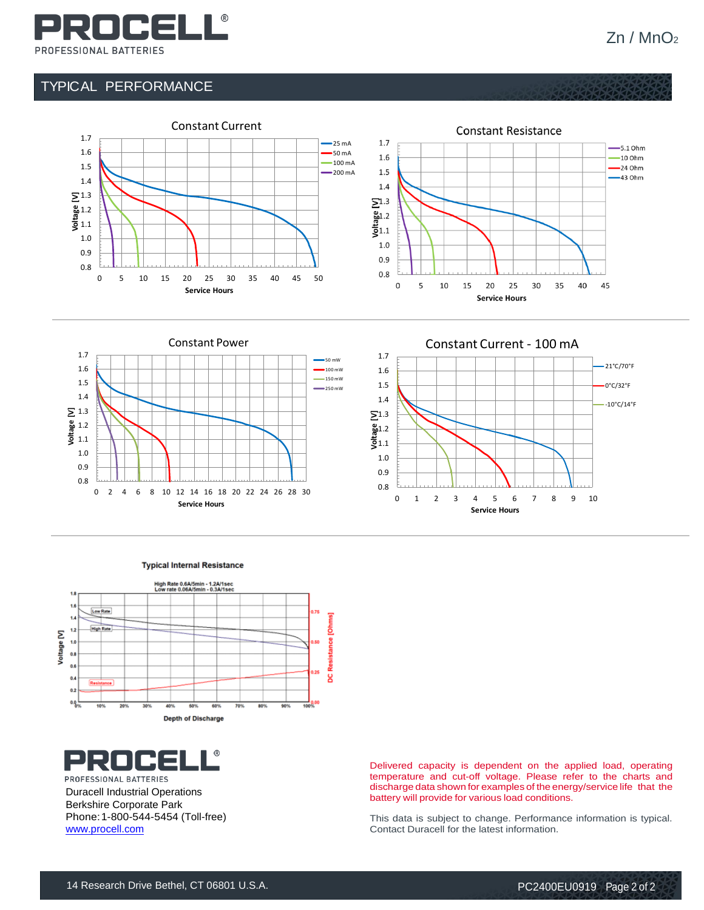Zn / $MnO_2$

## TYPICAL PERFORMANCE

### Constant Current

1.7
1.6
1.5
1.4
1.3
1.2
1.1
1.0
0.9
0.8

Voltage [V]

0 5 10 15 20 25 30 35 40 45 50

Service Hours

25 mA
50 mA
100 mA
200 mA

### Constant Resistance

1.7
1.6
1.5
1.4
1.3
1.2
1.1
1.0
0.9
0.8

Voltage [V]

0 5 10 15 20 25 30 35 40 45

Service Hours

5.1 Ohm
10 Ohm
24 Ohm
43 Ohm

### Constant Power

1.7
1.6
1.5
1.4
1.3
1.2
1.1
1.0
0.9
0.8

Voltage [V]

0 2 4 6 8 10 12 14 16 18 20 22 24 26 28 30

Service Hours

50 mW
100 mW
150 mW
250 mW

### Constant Current - 100 mA

1.7
1.6
1.5
1.4
1.3
1.2
1.1
1.0
0.9
0.8

Voltage [V]

0 1 2 3 4 5 6 7 8 9 10

Service Hours

21°C/70°F
0°C/32°F
-10°C/14°F

### Typical Internal Resistance

High Rate 0.6A/5min - 1.2A/1sec
Low rate 0.06A/5min - 0.3A/1sec

Voltage [V]

1.8
1.6
1.4
1.2
1.0
0.8
0.6
0.4
0.2
0.0

Low Rate
High Rate
Resistance

DC Resistance [Ohms]

0.75
0.50
0.25
0.00

0% 10% 20% 30% 40% 50% 60% 70% 80% 90% 100%

Depth of Discharge

**PROCELL®**
PROFESSIONAL BATTERIES

Duracell Industrial Operations
Berkshire Corporate Park
Phone: 1-800-544-5454 (Toll-free)
www.procell.com

Delivered capacity is dependent on the applied load, operating temperature and cut-off voltage. Please refer to the charts and discharge data shown for examples of the energy/service life that the battery will provide for various load conditions.

This data is subject to change. Performance information is typical. Contact Duracell for the latest information.

14 Research Drive Bethel, CT 06801 U.S.A.

PC2400EU0919